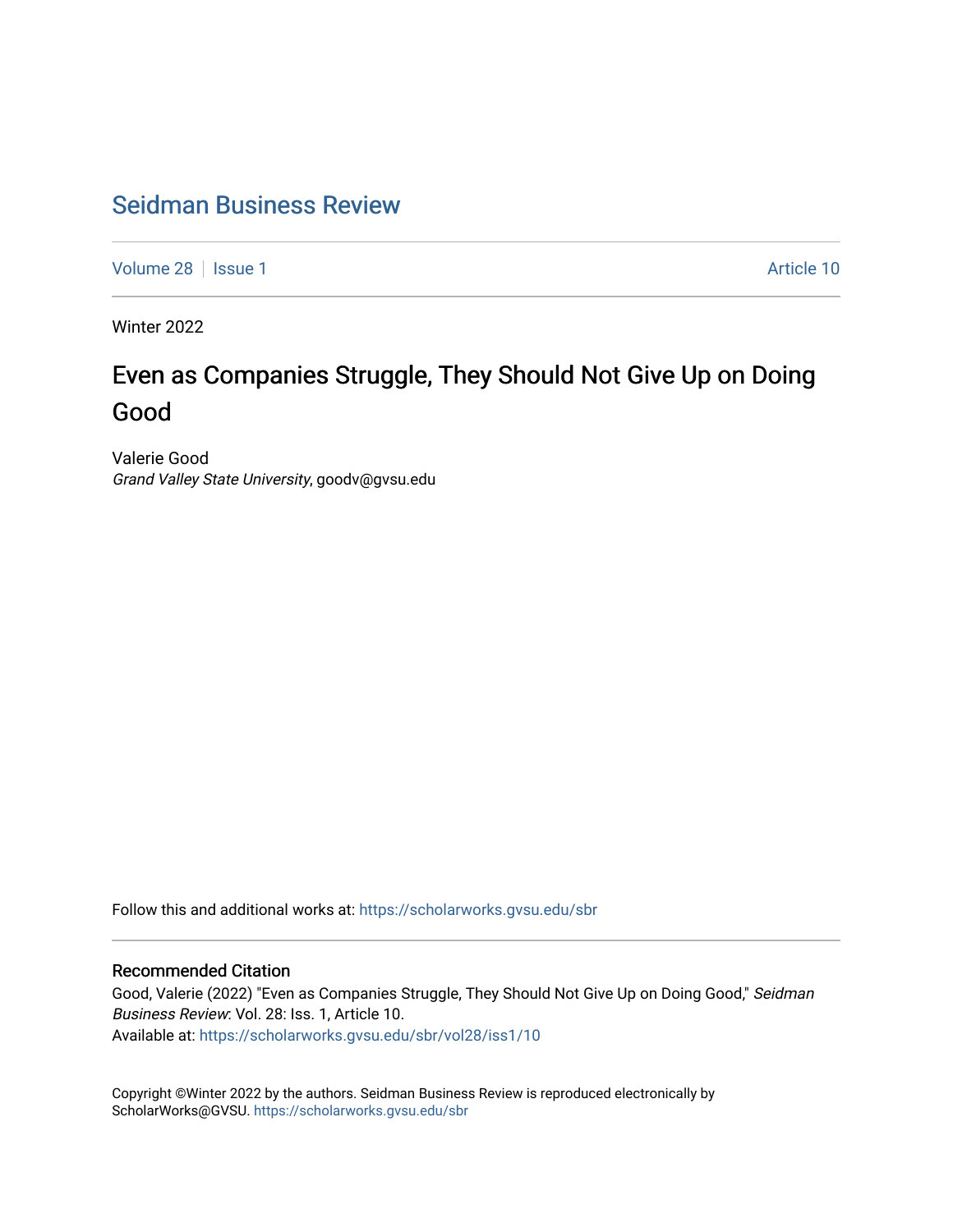# Seidman Business Review

Volume 28 | Issue 1 — Article 10

Winter 2022

## Even as Companies Struggle, They Should Not Give Up on Doing Good

Valerie Good
*Grand Valley State University*, goodv@gvsu.edu

Follow this and additional works at: https://scholarworks.gvsu.edu/sbr

### Recommended Citation

Good, Valerie (2022) "Even as Companies Struggle, They Should Not Give Up on Doing Good," *Seidman Business Review*: Vol. 28: Iss. 1, Article 10.
Available at: https://scholarworks.gvsu.edu/sbr/vol28/iss1/10

Copyright ©Winter 2022 by the authors. Seidman Business Review is reproduced electronically by ScholarWorks@GVSU. https://scholarworks.gvsu.edu/sbr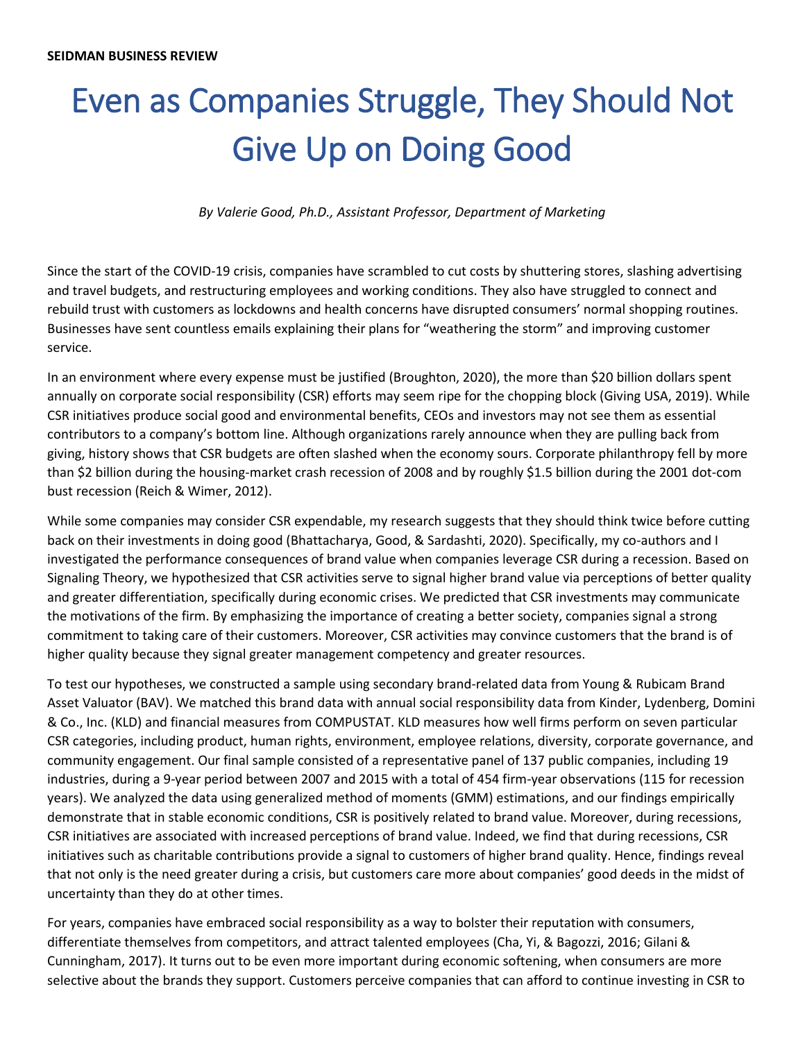**SEIDMAN BUSINESS REVIEW**

# Even as Companies Struggle, They Should Not Give Up on Doing Good

*By Valerie Good, Ph.D., Assistant Professor, Department of Marketing*

Since the start of the COVID-19 crisis, companies have scrambled to cut costs by shuttering stores, slashing advertising and travel budgets, and restructuring employees and working conditions. They also have struggled to connect and rebuild trust with customers as lockdowns and health concerns have disrupted consumers' normal shopping routines. Businesses have sent countless emails explaining their plans for "weathering the storm" and improving customer service.

In an environment where every expense must be justified (Broughton, 2020), the more than $20 billion dollars spent annually on corporate social responsibility (CSR) efforts may seem ripe for the chopping block (Giving USA, 2019). While CSR initiatives produce social good and environmental benefits, CEOs and investors may not see them as essential contributors to a company's bottom line. Although organizations rarely announce when they are pulling back from giving, history shows that CSR budgets are often slashed when the economy sours. Corporate philanthropy fell by more than $2 billion during the housing-market crash recession of 2008 and by roughly $1.5 billion during the 2001 dot-com bust recession (Reich & Wimer, 2012).

While some companies may consider CSR expendable, my research suggests that they should think twice before cutting back on their investments in doing good (Bhattacharya, Good, & Sardashti, 2020). Specifically, my co-authors and I investigated the performance consequences of brand value when companies leverage CSR during a recession. Based on Signaling Theory, we hypothesized that CSR activities serve to signal higher brand value via perceptions of better quality and greater differentiation, specifically during economic crises. We predicted that CSR investments may communicate the motivations of the firm. By emphasizing the importance of creating a better society, companies signal a strong commitment to taking care of their customers. Moreover, CSR activities may convince customers that the brand is of higher quality because they signal greater management competency and greater resources.

To test our hypotheses, we constructed a sample using secondary brand-related data from Young & Rubicam Brand Asset Valuator (BAV). We matched this brand data with annual social responsibility data from Kinder, Lydenberg, Domini & Co., Inc. (KLD) and financial measures from COMPUSTAT. KLD measures how well firms perform on seven particular CSR categories, including product, human rights, environment, employee relations, diversity, corporate governance, and community engagement. Our final sample consisted of a representative panel of 137 public companies, including 19 industries, during a 9-year period between 2007 and 2015 with a total of 454 firm-year observations (115 for recession years). We analyzed the data using generalized method of moments (GMM) estimations, and our findings empirically demonstrate that in stable economic conditions, CSR is positively related to brand value. Moreover, during recessions, CSR initiatives are associated with increased perceptions of brand value. Indeed, we find that during recessions, CSR initiatives such as charitable contributions provide a signal to customers of higher brand quality. Hence, findings reveal that not only is the need greater during a crisis, but customers care more about companies' good deeds in the midst of uncertainty than they do at other times.

For years, companies have embraced social responsibility as a way to bolster their reputation with consumers, differentiate themselves from competitors, and attract talented employees (Cha, Yi, & Bagozzi, 2016; Gilani & Cunningham, 2017). It turns out to be even more important during economic softening, when consumers are more selective about the brands they support. Customers perceive companies that can afford to continue investing in CSR to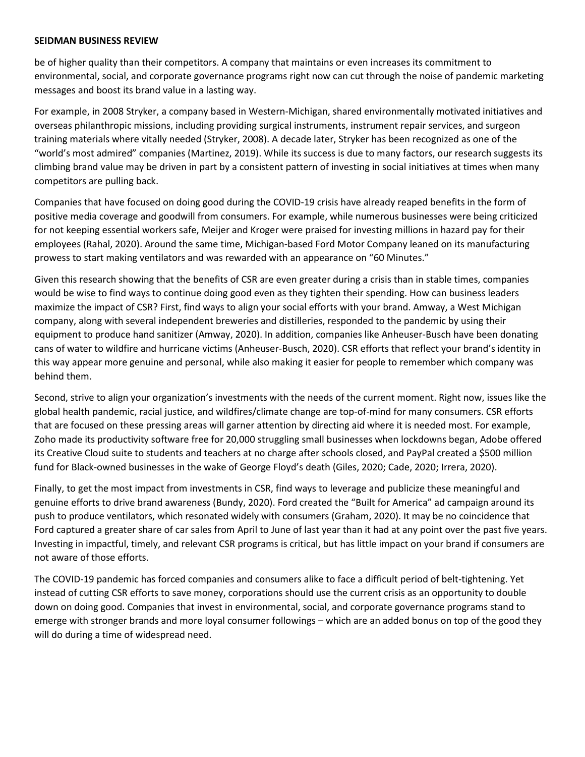be of higher quality than their competitors. A company that maintains or even increases its commitment to environmental, social, and corporate governance programs right now can cut through the noise of pandemic marketing messages and boost its brand value in a lasting way.

For example, in 2008 Stryker, a company based in Western-Michigan, shared environmentally motivated initiatives and overseas philanthropic missions, including providing surgical instruments, instrument repair services, and surgeon training materials where vitally needed (Stryker, 2008). A decade later, Stryker has been recognized as one of the "world's most admired" companies (Martinez, 2019). While its success is due to many factors, our research suggests its climbing brand value may be driven in part by a consistent pattern of investing in social initiatives at times when many competitors are pulling back.

Companies that have focused on doing good during the COVID-19 crisis have already reaped benefits in the form of positive media coverage and goodwill from consumers. For example, while numerous businesses were being criticized for not keeping essential workers safe, Meijer and Kroger were praised for investing millions in hazard pay for their employees (Rahal, 2020). Around the same time, Michigan-based Ford Motor Company leaned on its manufacturing prowess to start making ventilators and was rewarded with an appearance on "60 Minutes."

Given this research showing that the benefits of CSR are even greater during a crisis than in stable times, companies would be wise to find ways to continue doing good even as they tighten their spending. How can business leaders maximize the impact of CSR? First, find ways to align your social efforts with your brand. Amway, a West Michigan company, along with several independent breweries and distilleries, responded to the pandemic by using their equipment to produce hand sanitizer (Amway, 2020). In addition, companies like Anheuser-Busch have been donating cans of water to wildfire and hurricane victims (Anheuser-Busch, 2020). CSR efforts that reflect your brand's identity in this way appear more genuine and personal, while also making it easier for people to remember which company was behind them.

Second, strive to align your organization's investments with the needs of the current moment. Right now, issues like the global health pandemic, racial justice, and wildfires/climate change are top-of-mind for many consumers. CSR efforts that are focused on these pressing areas will garner attention by directing aid where it is needed most. For example, Zoho made its productivity software free for 20,000 struggling small businesses when lockdowns began, Adobe offered its Creative Cloud suite to students and teachers at no charge after schools closed, and PayPal created a $500 million fund for Black-owned businesses in the wake of George Floyd's death (Giles, 2020; Cade, 2020; Irrera, 2020).

Finally, to get the most impact from investments in CSR, find ways to leverage and publicize these meaningful and genuine efforts to drive brand awareness (Bundy, 2020). Ford created the "Built for America" ad campaign around its push to produce ventilators, which resonated widely with consumers (Graham, 2020). It may be no coincidence that Ford captured a greater share of car sales from April to June of last year than it had at any point over the past five years. Investing in impactful, timely, and relevant CSR programs is critical, but has little impact on your brand if consumers are not aware of those efforts.

The COVID-19 pandemic has forced companies and consumers alike to face a difficult period of belt-tightening. Yet instead of cutting CSR efforts to save money, corporations should use the current crisis as an opportunity to double down on doing good. Companies that invest in environmental, social, and corporate governance programs stand to emerge with stronger brands and more loyal consumer followings – which are an added bonus on top of the good they will do during a time of widespread need.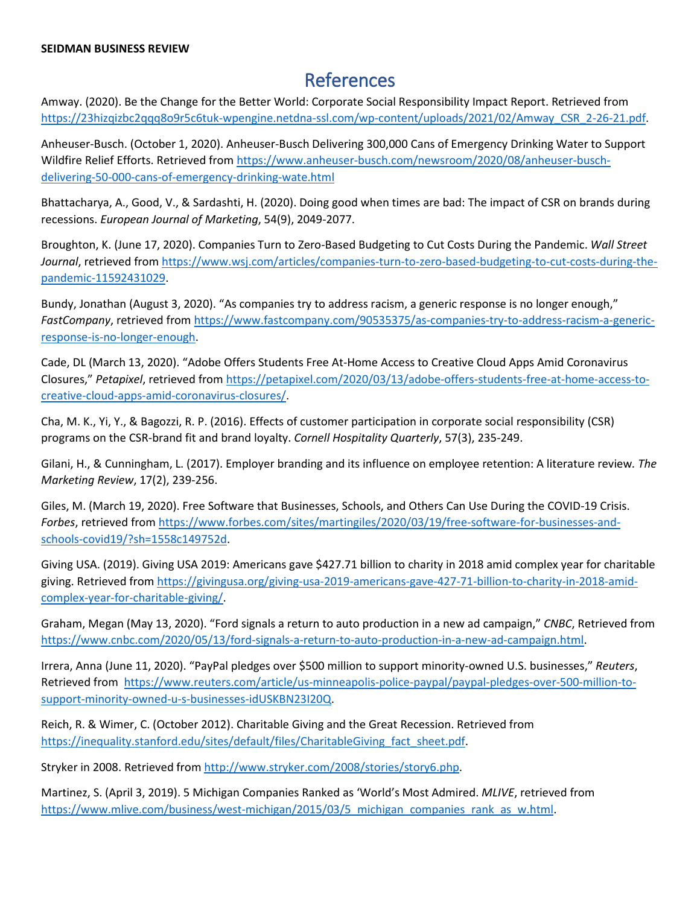# References

Amway. (2020). Be the Change for the Better World: Corporate Social Responsibility Impact Report. Retrieved from https://23hizqizbc2qqq8o9r5c6tuk-wpengine.netdna-ssl.com/wp-content/uploads/2021/02/Amway_CSR_2-26-21.pdf.

Anheuser-Busch. (October 1, 2020). Anheuser-Busch Delivering 300,000 Cans of Emergency Drinking Water to Support Wildfire Relief Efforts. Retrieved from https://www.anheuser-busch.com/newsroom/2020/08/anheuser-busch-delivering-50-000-cans-of-emergency-drinking-wate.html

Bhattacharya, A., Good, V., & Sardashti, H. (2020). Doing good when times are bad: The impact of CSR on brands during recessions. *European Journal of Marketing*, 54(9), 2049-2077.

Broughton, K. (June 17, 2020). Companies Turn to Zero-Based Budgeting to Cut Costs During the Pandemic. *Wall Street Journal*, retrieved from https://www.wsj.com/articles/companies-turn-to-zero-based-budgeting-to-cut-costs-during-the-pandemic-11592431029.

Bundy, Jonathan (August 3, 2020). "As companies try to address racism, a generic response is no longer enough," *FastCompany*, retrieved from https://www.fastcompany.com/90535375/as-companies-try-to-address-racism-a-generic-response-is-no-longer-enough.

Cade, DL (March 13, 2020). "Adobe Offers Students Free At-Home Access to Creative Cloud Apps Amid Coronavirus Closures," *Petapixel*, retrieved from https://petapixel.com/2020/03/13/adobe-offers-students-free-at-home-access-to-creative-cloud-apps-amid-coronavirus-closures/.

Cha, M. K., Yi, Y., & Bagozzi, R. P. (2016). Effects of customer participation in corporate social responsibility (CSR) programs on the CSR-brand fit and brand loyalty. *Cornell Hospitality Quarterly*, 57(3), 235-249.

Gilani, H., & Cunningham, L. (2017). Employer branding and its influence on employee retention: A literature review. *The Marketing Review*, 17(2), 239-256.

Giles, M. (March 19, 2020). Free Software that Businesses, Schools, and Others Can Use During the COVID-19 Crisis. *Forbes*, retrieved from https://www.forbes.com/sites/martingiles/2020/03/19/free-software-for-businesses-and-schools-covid19/?sh=1558c149752d.

Giving USA. (2019). Giving USA 2019: Americans gave $427.71 billion to charity in 2018 amid complex year for charitable giving. Retrieved from https://givingusa.org/giving-usa-2019-americans-gave-427-71-billion-to-charity-in-2018-amid-complex-year-for-charitable-giving/.

Graham, Megan (May 13, 2020). "Ford signals a return to auto production in a new ad campaign," *CNBC*, Retrieved from https://www.cnbc.com/2020/05/13/ford-signals-a-return-to-auto-production-in-a-new-ad-campaign.html.

Irrera, Anna (June 11, 2020). "PayPal pledges over $500 million to support minority-owned U.S. businesses," *Reuters*, Retrieved from https://www.reuters.com/article/us-minneapolis-police-paypal/paypal-pledges-over-500-million-to-support-minority-owned-u-s-businesses-idUSKBN23I20Q.

Reich, R. & Wimer, C. (October 2012). Charitable Giving and the Great Recession. Retrieved from https://inequality.stanford.edu/sites/default/files/CharitableGiving_fact_sheet.pdf.

Stryker in 2008. Retrieved from http://www.stryker.com/2008/stories/story6.php.

Martinez, S. (April 3, 2019). 5 Michigan Companies Ranked as 'World's Most Admired. *MLIVE*, retrieved from https://www.mlive.com/business/west-michigan/2015/03/5_michigan_companies_rank_as_w.html.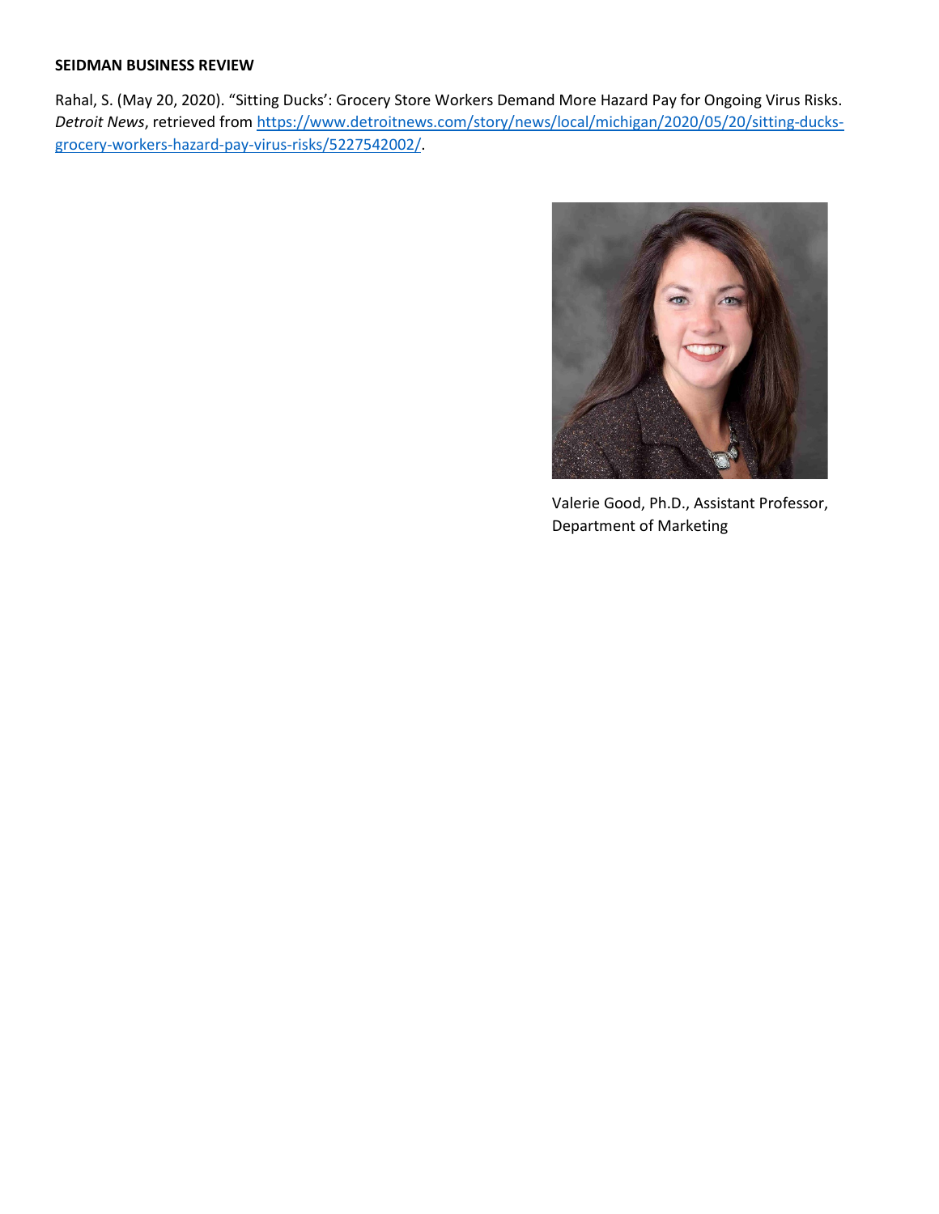Rahal, S. (May 20, 2020). "Sitting Ducks': Grocery Store Workers Demand More Hazard Pay for Ongoing Virus Risks. *Detroit News*, retrieved from [https://www.detroitnews.com/story/news/local/michigan/2020/05/20/sitting-ducks-grocery-workers-hazard-pay-virus-risks/5227542002/](https://www.detroitnews.com/story/news/local/michigan/2020/05/20/sitting-ducks-grocery-workers-hazard-pay-virus-risks/5227542002/).

Valerie Good, Ph.D., Assistant Professor, Department of Marketing